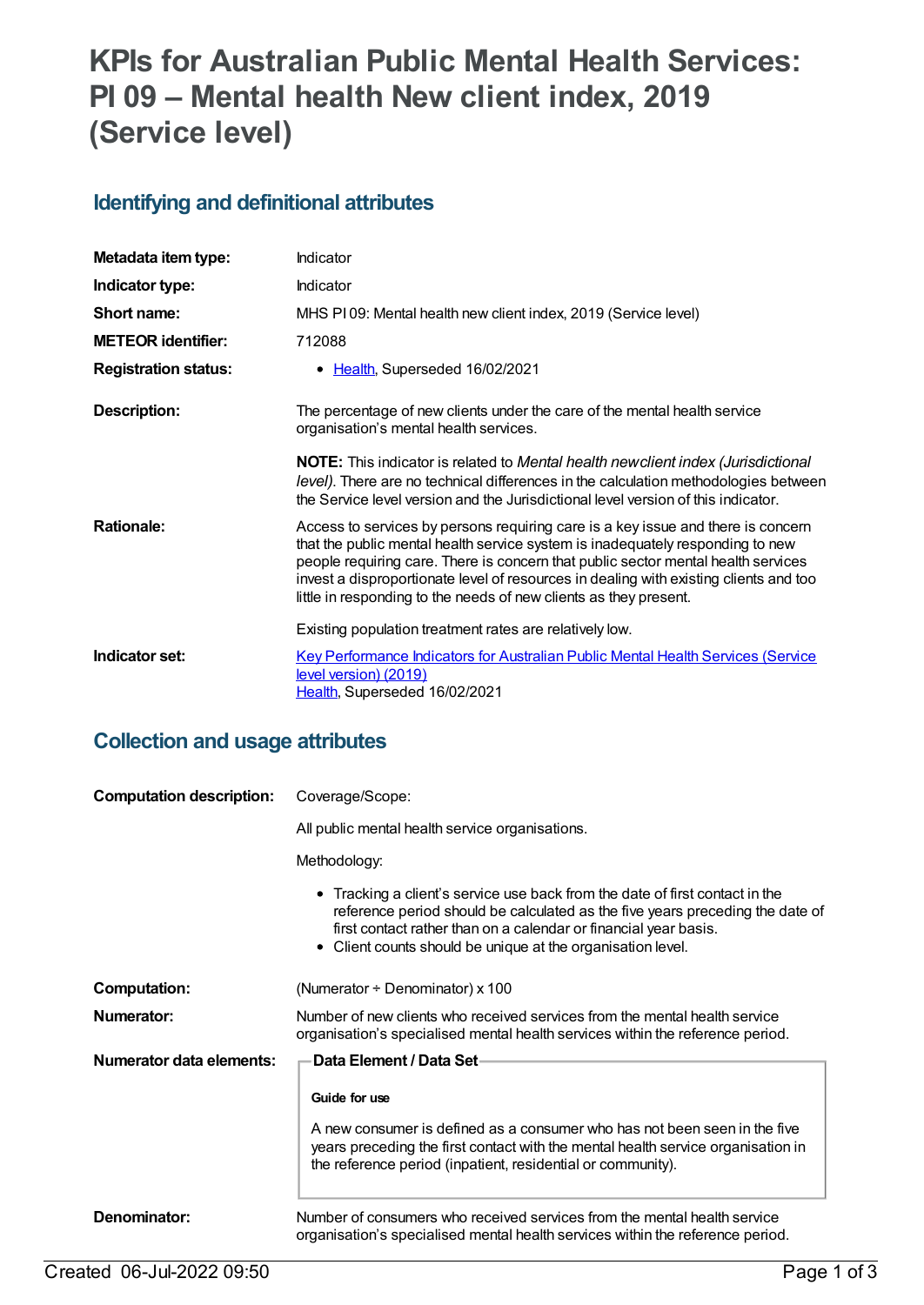# KPIs for Australian Public Mental Health Services: PI 09 – Mental health New client index, 2019 (Service level)

## Identifying and definitional attributes

| | |
|---|---|
| **Metadata item type:** | Indicator |
| **Indicator type:** | Indicator |
| **Short name:** | MHS PI 09: Mental health new client index, 2019 (Service level) |
| **METEOR identifier:** | 712088 |
| **Registration status:** | • Health, Superseded 16/02/2021 |
| **Description:** | The percentage of new clients under the care of the mental health service organisation's mental health services.<br><br>**NOTE:** This indicator is related to *Mental health new client index (Jurisdictional level)*. There are no technical differences in the calculation methodologies between the Service level version and the Jurisdictional level version of this indicator. |
| **Rationale:** | Access to services by persons requiring care is a key issue and there is concern that the public mental health service system is inadequately responding to new people requiring care. There is concern that public sector mental health services invest a disproportionate level of resources in dealing with existing clients and too little in responding to the needs of new clients as they present.<br><br>Existing population treatment rates are relatively low. |
| **Indicator set:** | Key Performance Indicators for Australian Public Mental Health Services (Service level version) (2019)<br>Health, Superseded 16/02/2021 |

## Collection and usage attributes

| | |
|---|---|
| **Computation description:** | Coverage/Scope:<br><br>All public mental health service organisations.<br><br>Methodology:<br><br>• Tracking a client's service use back from the date of first contact in the reference period should be calculated as the five years preceding the date of first contact rather than on a calendar or financial year basis.<br>• Client counts should be unique at the organisation level. |
| **Computation:** | (Numerator ÷ Denominator) x 100 |
| **Numerator:** | Number of new clients who received services from the mental health service organisation's specialised mental health services within the reference period. |
| **Numerator data elements:** | **Data Element / Data Set**<br><br>**Guide for use**<br><br>A new consumer is defined as a consumer who has not been seen in the five years preceding the first contact with the mental health service organisation in the reference period (inpatient, residential or community). |
| **Denominator:** | Number of consumers who received services from the mental health service organisation's specialised mental health services within the reference period. |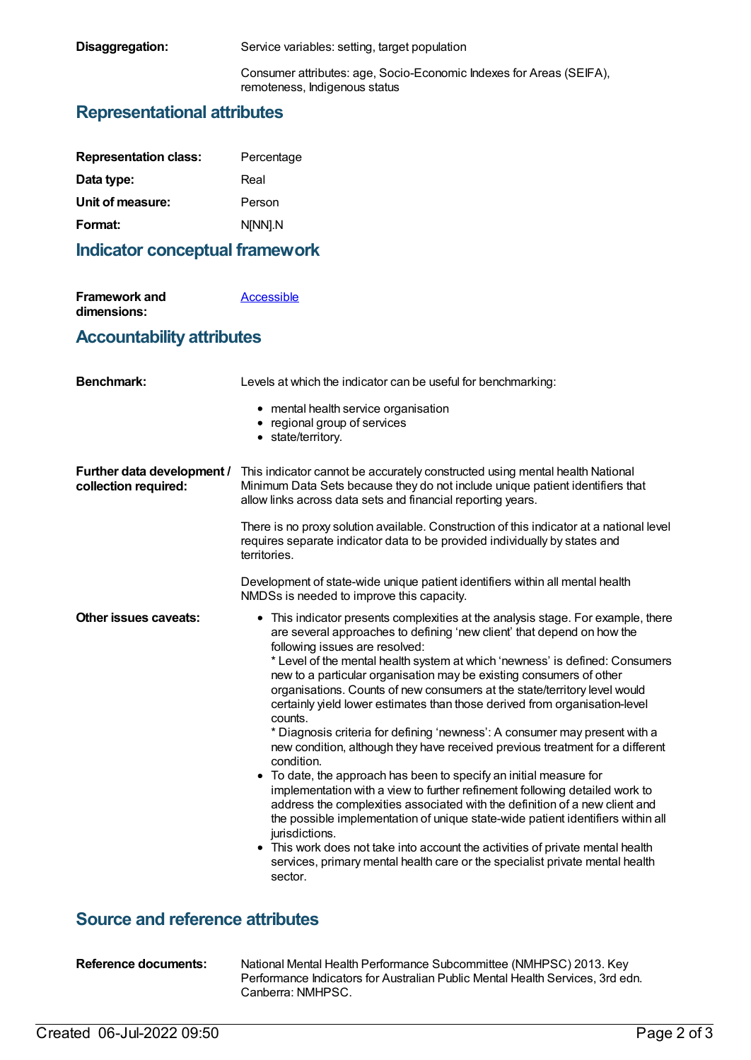**Disaggregation:** Service variables: setting, target population

Consumer attributes: age, Socio-Economic Indexes for Areas (SEIFA), remoteness, Indigenous status

## Representational attributes

| | |
|---|---|
| **Representation class:** | Percentage |
| **Data type:** | Real |
| **Unit of measure:** | Person |
| **Format:** | N[NN].N |

## Indicator conceptual framework

**Framework and dimensions:** Accessible

## Accountability attributes

**Benchmark:** Levels at which the indicator can be useful for benchmarking:

- mental health service organisation
- regional group of services
- state/territory.

**Further data development / collection required:** This indicator cannot be accurately constructed using mental health National Minimum Data Sets because they do not include unique patient identifiers that allow links across data sets and financial reporting years.

There is no proxy solution available. Construction of this indicator at a national level requires separate indicator data to be provided individually by states and territories.

Development of state-wide unique patient identifiers within all mental health NMDSs is needed to improve this capacity.

**Other issues caveats:**

- This indicator presents complexities at the analysis stage. For example, there are several approaches to defining 'new client' that depend on how the following issues are resolved:
  * Level of the mental health system at which 'newness' is defined: Consumers new to a particular organisation may be existing consumers of other organisations. Counts of new consumers at the state/territory level would certainly yield lower estimates than those derived from organisation-level counts.
  * Diagnosis criteria for defining 'newness': A consumer may present with a new condition, although they have received previous treatment for a different condition.
- To date, the approach has been to specify an initial measure for implementation with a view to further refinement following detailed work to address the complexities associated with the definition of a new client and the possible implementation of unique state-wide patient identifiers within all jurisdictions.
- This work does not take into account the activities of private mental health services, primary mental health care or the specialist private mental health sector.

## Source and reference attributes

**Reference documents:** National Mental Health Performance Subcommittee (NMHPSC) 2013. Key Performance Indicators for Australian Public Mental Health Services, 3rd edn. Canberra: NMHPSC.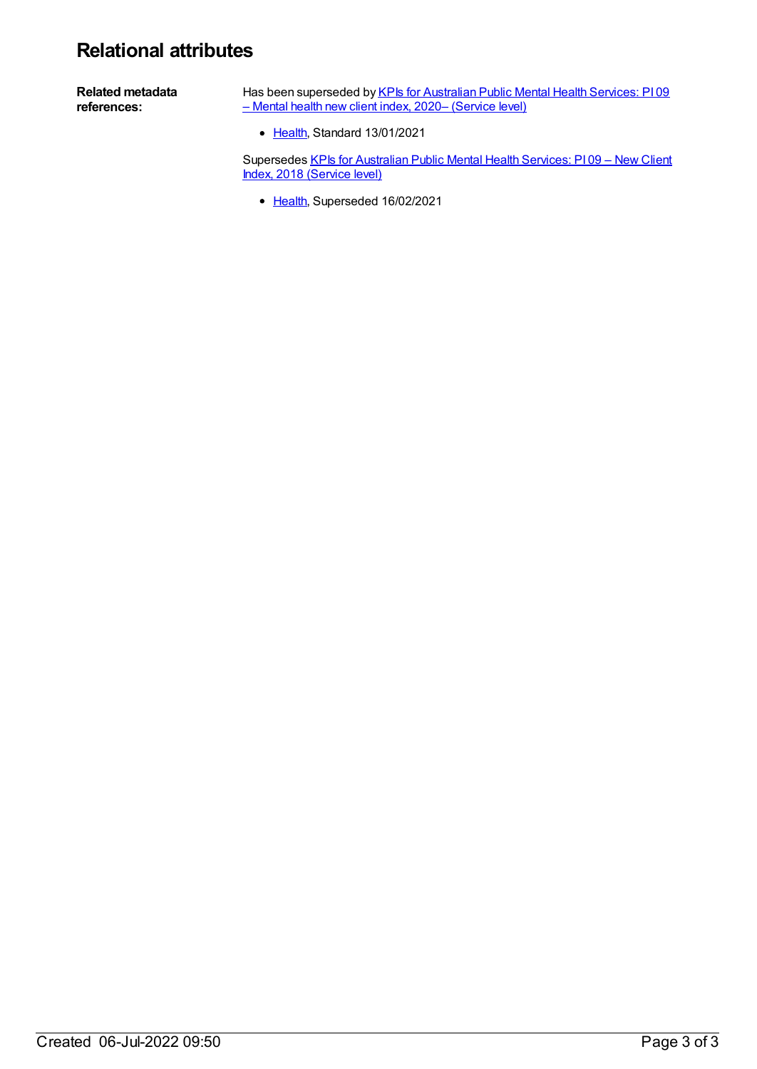## Relational attributes

**Related metadata references:**

Has been superseded by KPIs for Australian Public Mental Health Services: PI 09 – Mental health new client index, 2020– (Service level)

- Health, Standard 13/01/2021

Supersedes KPIs for Australian Public Mental Health Services: PI 09 – New Client Index, 2018 (Service level)

- Health, Superseded 16/02/2021